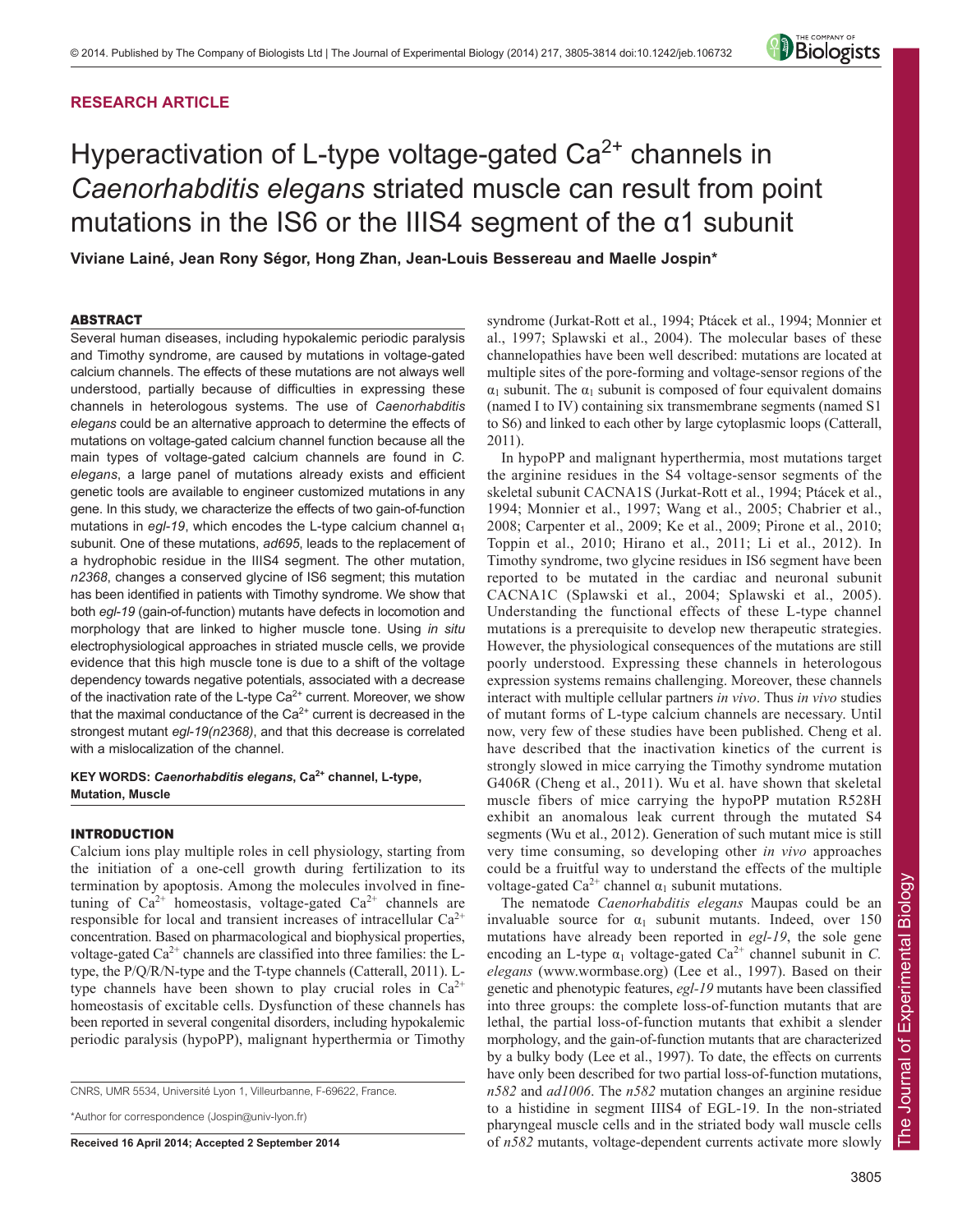**RESEARCH ARTICLE**

# Hyperactivation of L-type voltage-gated $Ca^{2+}$ channels in *Caenorhabditis elegans* striated muscle can result from point mutations in the IS6 or the IIIS4 segment of the α1 subunit

**Viviane Lainé, Jean Rony Ségor, Hong Zhan, Jean-Louis Bessereau and Maelle Jospin***

## ABSTRACT

Several human diseases, including hypokalemic periodic paralysis and Timothy syndrome, are caused by mutations in voltage-gated calcium channels. The effects of these mutations are not always well understood, partially because of difficulties in expressing these channels in heterologous systems. The use of *Caenorhabditis elegans* could be an alternative approach to determine the effects of mutations on voltage-gated calcium channel function because all the main types of voltage-gated calcium channels are found in *C. elegans*, a large panel of mutations already exists and efficient genetic tools are available to engineer customized mutations in any gene. In this study, we characterize the effects of two gain-of-function mutations in *egl-19*, which encodes the L-type calcium channel $\alpha_1$ subunit. One of these mutations, *ad695*, leads to the replacement of a hydrophobic residue in the IIIS4 segment. The other mutation, *n2368*, changes a conserved glycine of IS6 segment; this mutation has been identified in patients with Timothy syndrome. We show that both *egl-19* (gain-of-function) mutants have defects in locomotion and morphology that are linked to higher muscle tone. Using *in situ* electrophysiological approaches in striated muscle cells, we provide evidence that this high muscle tone is due to a shift of the voltage dependency towards negative potentials, associated with a decrease of the inactivation rate of the L-type $Ca^{2+}$ current. Moreover, we show that the maximal conductance of the $Ca^{2+}$ current is decreased in the strongest mutant *egl-19(n2368)*, and that this decrease is correlated with a mislocalization of the channel.

**KEY WORDS:** ***Caenorhabditis elegans*, $Ca^{2+}$ channel, L-type, Mutation, Muscle**

## INTRODUCTION

Calcium ions play multiple roles in cell physiology, starting from the initiation of a one-cell growth during fertilization to its termination by apoptosis. Among the molecules involved in fine-tuning of $Ca^{2+}$ homeostasis, voltage-gated $Ca^{2+}$ channels are responsible for local and transient increases of intracellular $Ca^{2+}$ concentration. Based on pharmacological and biophysical properties, voltage-gated $Ca^{2+}$ channels are classified into three families: the L-type, the P/Q/R/N-type and the T-type channels (Catterall, 2011). L-type channels have been shown to play crucial roles in $Ca^{2+}$ homeostasis of excitable cells. Dysfunction of these channels has been reported in several congenital disorders, including hypokalemic periodic paralysis (hypoPP), malignant hyperthermia or Timothy syndrome (Jurkat-Rott et al., 1994; Ptácek et al., 1994; Monnier et al., 1997; Splawski et al., 2004). The molecular bases of these channelopathies have been well described: mutations are located at multiple sites of the pore-forming and voltage-sensor regions of the $\alpha_1$ subunit. The $\alpha_1$ subunit is composed of four equivalent domains (named I to IV) containing six transmembrane segments (named S1 to S6) and linked to each other by large cytoplasmic loops (Catterall, 2011).

In hypoPP and malignant hyperthermia, most mutations target the arginine residues in the S4 voltage-sensor segments of the skeletal subunit CACNA1S (Jurkat-Rott et al., 1994; Ptácek et al., 1994; Monnier et al., 1997; Wang et al., 2005; Chabrier et al., 2008; Carpenter et al., 2009; Ke et al., 2009; Pirone et al., 2010; Toppin et al., 2010; Hirano et al., 2011; Li et al., 2012). In Timothy syndrome, two glycine residues in IS6 segment have been reported to be mutated in the cardiac and neuronal subunit CACNA1C (Splawski et al., 2004; Splawski et al., 2005). Understanding the functional effects of these L-type channel mutations is a prerequisite to develop new therapeutic strategies. However, the physiological consequences of the mutations are still poorly understood. Expressing these channels in heterologous expression systems remains challenging. Moreover, these channels interact with multiple cellular partners *in vivo*. Thus *in vivo* studies of mutant forms of L-type calcium channels are necessary. Until now, very few of these studies have been published. Cheng et al. have described that the inactivation kinetics of the current is strongly slowed in mice carrying the Timothy syndrome mutation G406R (Cheng et al., 2011). Wu et al. have shown that skeletal muscle fibers of mice carrying the hypoPP mutation R528H exhibit an anomalous leak current through the mutated S4 segments (Wu et al., 2012). Generation of such mutant mice is still very time consuming, so developing other *in vivo* approaches could be a fruitful way to understand the effects of the multiple voltage-gated $Ca^{2+}$ channel $\alpha_1$ subunit mutations.

The nematode *Caenorhabditis elegans* Maupas could be an invaluable source for $\alpha_1$ subunit mutants. Indeed, over 150 mutations have already been reported in *egl-19*, the sole gene encoding an L-type $\alpha_1$ voltage-gated $Ca^{2+}$ channel subunit in *C. elegans* (www.wormbase.org) (Lee et al., 1997). Based on their genetic and phenotypic features, *egl-19* mutants have been classified into three groups: the complete loss-of-function mutants that are lethal, the partial loss-of-function mutants that exhibit a slender morphology, and the gain-of-function mutants that are characterized by a bulky body (Lee et al., 1997). To date, the effects on currents have only been described for two partial loss-of-function mutations, *n582* and *ad1006*. The *n582* mutation changes an arginine residue to a histidine in segment IIIS4 of EGL-19. In the non-striated pharyngeal muscle cells and in the striated body wall muscle cells of *n582* mutants, voltage-dependent currents activate more slowly

CNRS, UMR 5534, Université Lyon 1, Villeurbanne, F-69622, France.

*Author for correspondence (Jospin@univ-lyon.fr)

**Received 16 April 2014; Accepted 2 September 2014**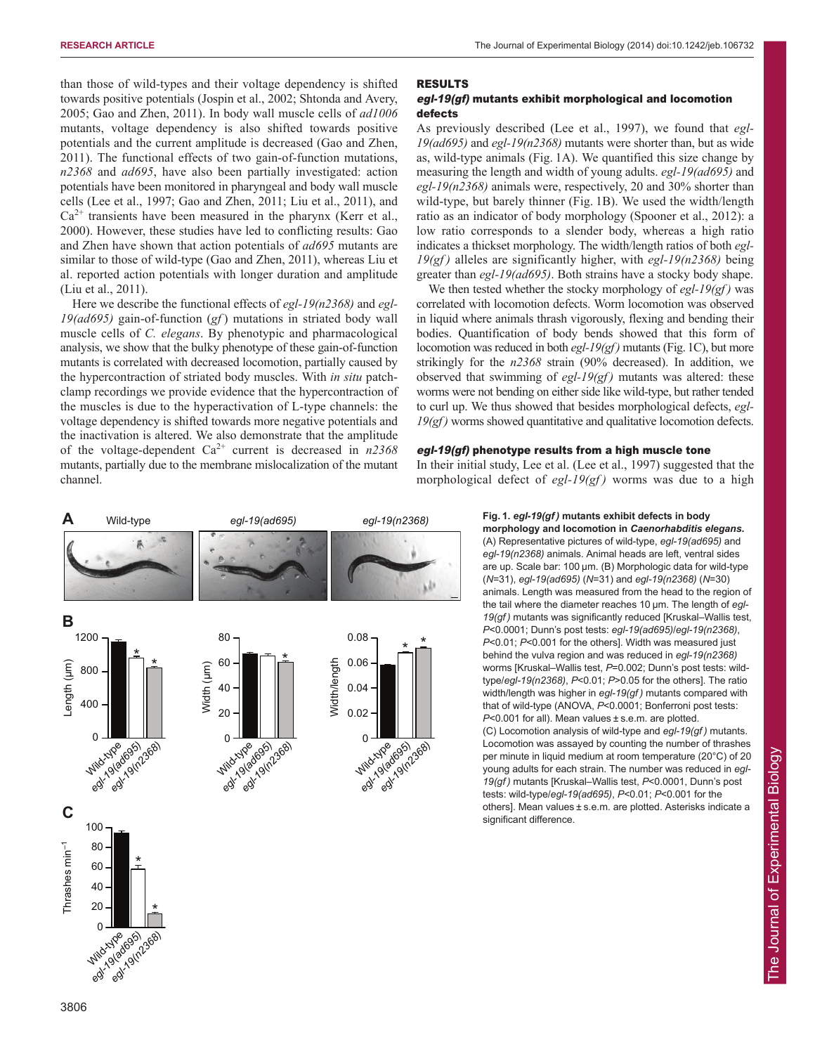than those of wild-types and their voltage dependency is shifted towards positive potentials (Jospin et al., 2002; Shtonda and Avery, 2005; Gao and Zhen, 2011). In body wall muscle cells of *ad1006* mutants, voltage dependency is also shifted towards positive potentials and the current amplitude is decreased (Gao and Zhen, 2011). The functional effects of two gain-of-function mutations, *n2368* and *ad695*, have also been partially investigated: action potentials have been monitored in pharyngeal and body wall muscle cells (Lee et al., 1997; Gao and Zhen, 2011; Liu et al., 2011), and $Ca^{2+}$ transients have been measured in the pharynx (Kerr et al., 2000). However, these studies have led to conflicting results: Gao and Zhen have shown that action potentials of *ad695* mutants are similar to those of wild-type (Gao and Zhen, 2011), whereas Liu et al. reported action potentials with longer duration and amplitude (Liu et al., 2011).

Here we describe the functional effects of *egl-19(n2368)* and *egl-19(ad695)* gain-of-function (*gf*) mutations in striated body wall muscle cells of *C. elegans*. By phenotypic and pharmacological analysis, we show that the bulky phenotype of these gain-of-function mutants is correlated with decreased locomotion, partially caused by the hypercontraction of striated body muscles. With *in situ* patch-clamp recordings we provide evidence that the hypercontraction of the muscles is due to the hyperactivation of L-type channels: the voltage dependency is shifted towards more negative potentials and the inactivation is altered. We also demonstrate that the amplitude of the voltage-dependent $Ca^{2+}$ current is decreased in *n2368* mutants, partially due to the membrane mislocalization of the mutant channel.

## RESULTS

### *egl-19(gf)* mutants exhibit morphological and locomotion defects

As previously described (Lee et al., 1997), we found that *egl-19(ad695)* and *egl-19(n2368)* mutants were shorter than, but as wide as, wild-type animals (Fig. 1A). We quantified this size change by measuring the length and width of young adults. *egl-19(ad695)* and *egl-19(n2368)* animals were, respectively, 20 and 30% shorter than wild-type, but barely thinner (Fig. 1B). We used the width/length ratio as an indicator of body morphology (Spooner et al., 2012): a low ratio corresponds to a slender body, whereas a high ratio indicates a thickset morphology. The width/length ratios of both *egl-19(gf)* alleles are significantly higher, with *egl-19(n2368)* being greater than *egl-19(ad695)*. Both strains have a stocky body shape.

We then tested whether the stocky morphology of *egl-19(gf)* was correlated with locomotion defects. Worm locomotion was observed in liquid where animals thrash vigorously, flexing and bending their bodies. Quantification of body bends showed that this form of locomotion was reduced in both *egl-19(gf)* mutants (Fig. 1C), but more strikingly for the *n2368* strain (90% decreased). In addition, we observed that swimming of *egl-19(gf)* mutants was altered: these worms were not bending on either side like wild-type, but rather tended to curl up. We thus showed that besides morphological defects, *egl-19(gf)* worms showed quantitative and qualitative locomotion defects.

### *egl-19(gf)* phenotype results from a high muscle tone

In their initial study, Lee et al. (Lee et al., 1997) suggested that the morphological defect of *egl-19(gf)* worms was due to a high

**Fig. 1. *egl-19(gf)* mutants exhibit defects in body morphology and locomotion in *Caenorhabditis elegans*.** (A) Representative pictures of wild-type, *egl-19(ad695)* and *egl-19(n2368)* animals. Animal heads are left, ventral sides are up. Scale bar: 100 μm. (B) Morphologic data for wild-type (*N*=31), *egl-19(ad695)* (*N*=31) and *egl-19(n2368)* (*N*=30) animals. Length was measured from the head to the region of the tail where the diameter reaches 10 μm. The length of *egl-19(gf)* mutants was significantly reduced [Kruskal–Wallis test, *P*<0.0001; Dunn's post tests: *egl-19(ad695)*/*egl-19(n2368)*, *P*<0.01; *P*<0.001 for the others]. Width was measured just behind the vulva region and was reduced in *egl-19(n2368)* worms [Kruskal–Wallis test, *P*=0.002; Dunn's post tests: wild-type/*egl-19(n2368)*, *P*<0.01; *P*>0.05 for the others]. The ratio width/length was higher in *egl-19(gf)* mutants compared with that of wild-type (ANOVA, *P*<0.0001; Bonferroni post tests: *P*<0.001 for all). Mean values ± s.e.m. are plotted. (C) Locomotion analysis of wild-type and *egl-19(gf)* mutants. Locomotion was assayed by counting the number of thrashes per minute in liquid medium at room temperature (20°C) of 20 young adults for each strain. The number was reduced in *egl-19(gf)* mutants [Kruskal–Wallis test, *P*<0.0001, Dunn's post tests: wild-type/*egl-19(ad695)*, *P*<0.01; *P*<0.001 for the others]. Mean values ± s.e.m. are plotted. Asterisks indicate a significant difference.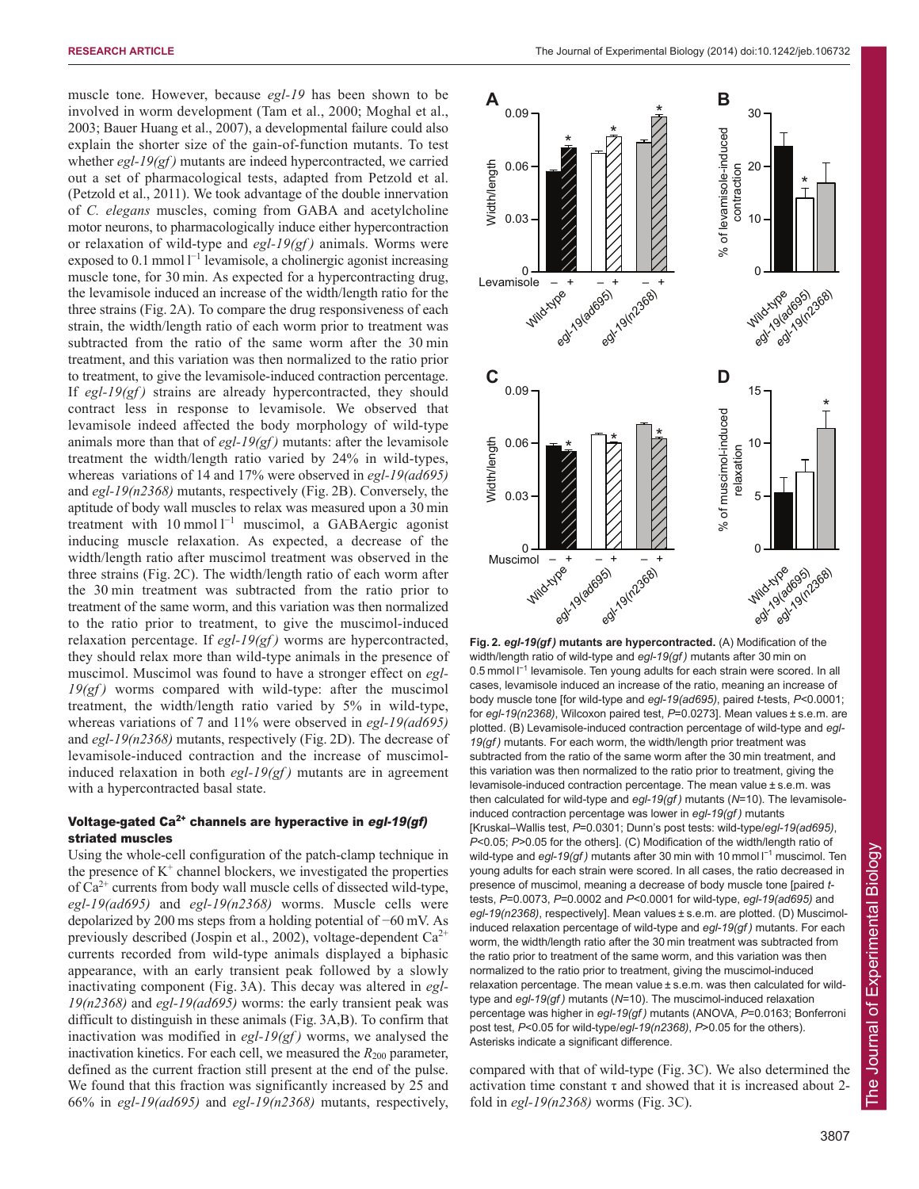muscle tone. However, because *egl-19* has been shown to be involved in worm development (Tam et al., 2000; Moghal et al., 2003; Bauer Huang et al., 2007), a developmental failure could also explain the shorter size of the gain-of-function mutants. To test whether *egl-19(gf)* mutants are indeed hypercontracted, we carried out a set of pharmacological tests, adapted from Petzold et al. (Petzold et al., 2011). We took advantage of the double innervation of *C. elegans* muscles, coming from GABA and acetylcholine motor neurons, to pharmacologically induce either hypercontraction or relaxation of wild-type and *egl-19(gf)* animals. Worms were exposed to 0.1 mmol $l^{-1}$ levamisole, a cholinergic agonist increasing muscle tone, for 30 min. As expected for a hypercontracting drug, the levamisole induced an increase of the width/length ratio for the three strains (Fig. 2A). To compare the drug responsiveness of each strain, the width/length ratio of each worm prior to treatment was subtracted from the ratio of the same worm after the 30 min treatment, and this variation was then normalized to the ratio prior to treatment, to give the levamisole-induced contraction percentage. If *egl-19(gf)* strains are already hypercontracted, they should contract less in response to levamisole. We observed that levamisole indeed affected the body morphology of wild-type animals more than that of *egl-19(gf)* mutants: after the levamisole treatment the width/length ratio varied by 24% in wild-types, whereas variations of 14 and 17% were observed in *egl-19(ad695)* and *egl-19(n2368)* mutants, respectively (Fig. 2B). Conversely, the aptitude of body wall muscles to relax was measured upon a 30 min treatment with 10 mmol $l^{-1}$ muscimol, a GABAergic agonist inducing muscle relaxation. As expected, a decrease of the width/length ratio after muscimol treatment was observed in the three strains (Fig. 2C). The width/length ratio of each worm after the 30 min treatment was subtracted from the ratio prior to treatment of the same worm, and this variation was then normalized to the ratio prior to treatment, to give the muscimol-induced relaxation percentage. If *egl-19(gf)* worms are hypercontracted, they should relax more than wild-type animals in the presence of muscimol. Muscimol was found to have a stronger effect on *egl-19(gf)* worms compared with wild-type: after the muscimol treatment, the width/length ratio varied by 5% in wild-type, whereas variations of 7 and 11% were observed in *egl-19(ad695)* and *egl-19(n2368)* mutants, respectively (Fig. 2D). The decrease of levamisole-induced contraction and the increase of muscimol-induced relaxation in both *egl-19(gf)* mutants are in agreement with a hypercontracted basal state.

**Fig. 2. *egl-19(gf)* mutants are hypercontracted.** (A) Modification of the width/length ratio of wild-type and *egl-19(gf)* mutants after 30 min on 0.5 mmol $l^{-1}$ levamisole. Ten young adults for each strain were scored. In all cases, levamisole induced an increase of the ratio, meaning an increase of body muscle tone [for wild-type and *egl-19(ad695)*, paired *t*-tests, $P<0.0001$; for *egl-19(n2368)*, Wilcoxon paired test, $P=0.0273$]. Mean values ± s.e.m. are plotted. (B) Levamisole-induced contraction percentage of wild-type and *egl-19(gf)* mutants. For each worm, the width/length prior treatment was subtracted from the ratio of the same worm after the 30 min treatment, and this variation was then normalized to the ratio prior to treatment, giving the levamisole-induced contraction percentage. The mean value ± s.e.m. was then calculated for wild-type and *egl-19(gf)* mutants ($N$=10). The levamisole-induced contraction percentage was lower in *egl-19(gf)* mutants [Kruskal–Wallis test, $P=0.0301$; Dunn's post tests: wild-type/*egl-19(ad695)*, $P<0.05$; $P>0.05$ for the others]. (C) Modification of the width/length ratio of wild-type and *egl-19(gf)* mutants after 30 min with 10 mmol $l^{-1}$ muscimol. Ten young adults for each strain were scored. In all cases, the ratio decreased in presence of muscimol, meaning a decrease of body muscle tone [paired *t*-tests, $P=0.0073$, $P=0.0002$ and $P<0.0001$ for wild-type, *egl-19(ad695)* and *egl-19(n2368)*, respectively]. Mean values ± s.e.m. are plotted. (D) Muscimol-induced relaxation percentage of wild-type and *egl-19(gf)* mutants. For each worm, the width/length ratio after the 30 min treatment was subtracted from the ratio prior to treatment of the same worm, and this variation was then normalized to the ratio prior to treatment, giving the muscimol-induced relaxation percentage. The mean value ± s.e.m. was then calculated for wild-type and *egl-19(gf)* mutants ($N$=10). The muscimol-induced relaxation percentage was higher in *egl-19(gf)* mutants (ANOVA, $P=0.0163$; Bonferroni post test, $P<0.05$ for wild-type/*egl-19(n2368)*, $P>0.05$ for the others). Asterisks indicate a significant difference.

### Voltage-gated $Ca^{2+}$ channels are hyperactive in *egl-19(gf)* striated muscles

Using the whole-cell configuration of the patch-clamp technique in the presence of $K^+$ channel blockers, we investigated the properties of $Ca^{2+}$ currents from body wall muscle cells of dissected wild-type, *egl-19(ad695)* and *egl-19(n2368)* worms. Muscle cells were depolarized by 200 ms steps from a holding potential of −60 mV. As previously described (Jospin et al., 2002), voltage-dependent $Ca^{2+}$ currents recorded from wild-type animals displayed a biphasic appearance, with an early transient peak followed by a slowly inactivating component (Fig. 3A). This decay was altered in *egl-19(n2368)* and *egl-19(ad695)* worms: the early transient peak was difficult to distinguish in these animals (Fig. 3A,B). To confirm that inactivation was modified in *egl-19(gf)* worms, we analysed the inactivation kinetics. For each cell, we measured the $R_{200}$ parameter, defined as the current fraction still present at the end of the pulse. We found that this fraction was significantly increased by 25 and 66% in *egl-19(ad695)* and *egl-19(n2368)* mutants, respectively, compared with that of wild-type (Fig. 3C). We also determined the activation time constant τ and showed that it is increased about 2-fold in *egl-19(n2368)* worms (Fig. 3C).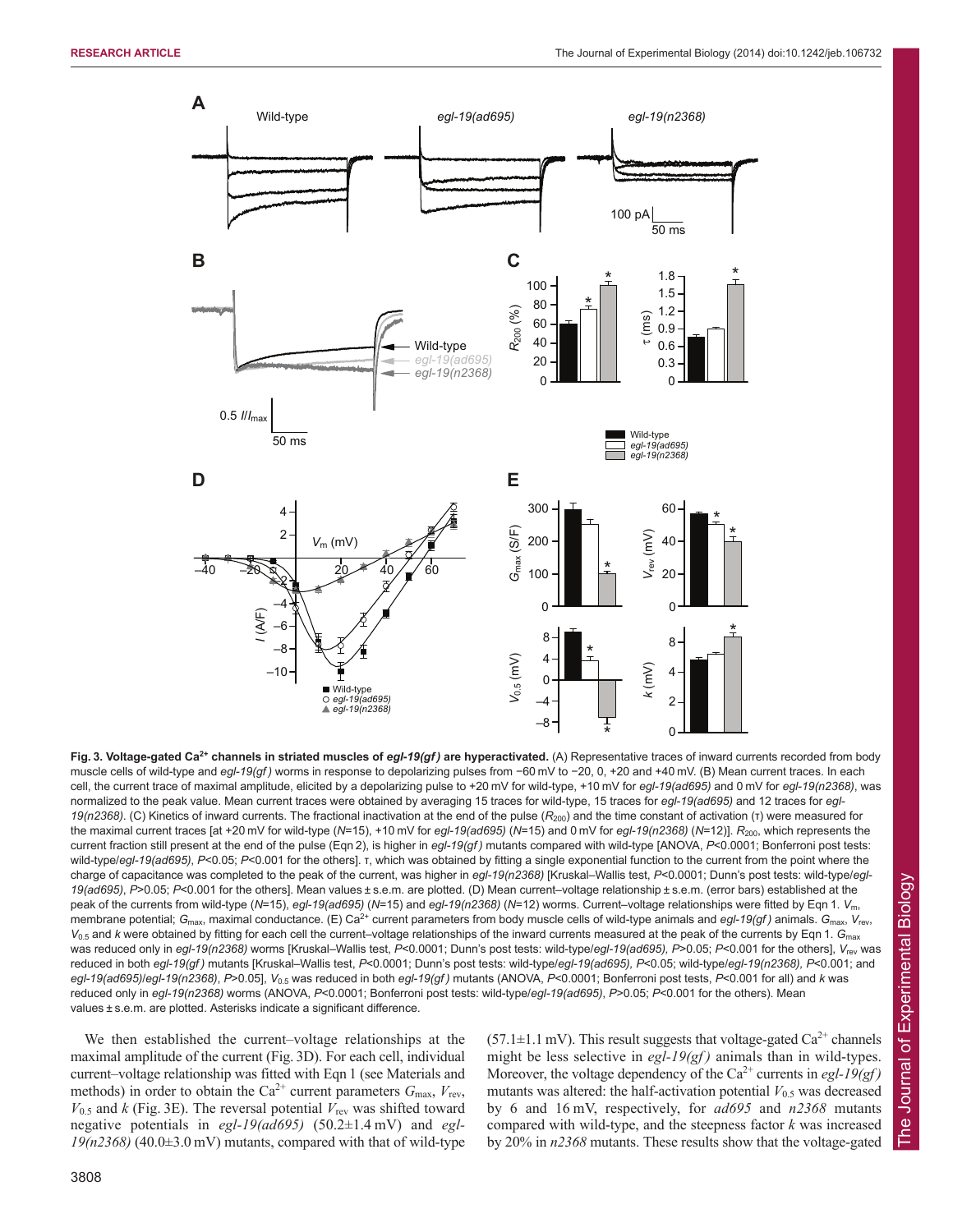**Fig. 3. Voltage-gated $Ca^{2+}$ channels in striated muscles of *egl-19(gf)* are hyperactivated.** (A) Representative traces of inward currents recorded from body muscle cells of wild-type and *egl-19(gf)* worms in response to depolarizing pulses from −60 mV to −20, 0, +20 and +40 mV. (B) Mean current traces. In each cell, the current trace of maximal amplitude, elicited by a depolarizing pulse to +20 mV for wild-type, +10 mV for *egl-19(ad695)* and 0 mV for *egl-19(n2368)*, was normalized to the peak value. Mean current traces were obtained by averaging 15 traces for wild-type, 15 traces for *egl-19(ad695)* and 12 traces for *egl-19(n2368)*. (C) Kinetics of inward currents. The fractional inactivation at the end of the pulse ($R_{200}$) and the time constant of activation (τ) were measured for the maximal current traces [at +20 mV for wild-type ($N$=15), +10 mV for *egl-19(ad695)* ($N$=15) and 0 mV for *egl-19(n2368)* ($N$=12)]. $R_{200}$, which represents the current fraction still present at the end of the pulse (Eqn 2), is higher in *egl-19(gf)* mutants compared with wild-type [ANOVA, $P$<0.0001; Bonferroni post tests: wild-type/*egl-19(ad695)*, $P$<0.05; $P$<0.001 for the others]. τ, which was obtained by fitting a single exponential function to the current from the point where the charge of capacitance was completed to the peak of the current, was higher in *egl-19(n2368)* [Kruskal–Wallis test, $P$<0.0001; Dunn's post tests: wild-type/*egl-19(ad695)*, $P$>0.05; $P$<0.001 for the others]. Mean values ± s.e.m. are plotted. (D) Mean current–voltage relationship ± s.e.m. (error bars) established at the peak of the currents from wild-type ($N$=15), *egl-19(ad695)* ($N$=15) and *egl-19(n2368)* ($N$=12) worms. Current–voltage relationships were fitted by Eqn 1. $V_m$, membrane potential; $G_{max}$, maximal conductance. (E) $Ca^{2+}$ current parameters from body muscle cells of wild-type animals and *egl-19(gf)* animals. $G_{max}$, $V_{rev}$, $V_{0.5}$ and $k$ were obtained by fitting for each cell the current–voltage relationships of the inward currents measured at the peak of the currents by Eqn 1. $G_{max}$ was reduced only in *egl-19(n2368)* worms [Kruskal–Wallis test, $P$<0.0001; Dunn's post tests: wild-type/*egl-19(ad695)*, $P$>0.05; $P$<0.001 for the others], $V_{rev}$ was reduced in both *egl-19(gf)* mutants [Kruskal–Wallis test, $P$<0.0001; Dunn's post tests: wild-type/*egl-19(ad695)*, $P$<0.05; wild-type/*egl-19(n2368)*, $P$<0.001; and *egl-19(ad695)*/*egl-19(n2368)*, $P$>0.05], $V_{0.5}$ was reduced in both *egl-19(gf)* mutants (ANOVA, $P$<0.0001; Bonferroni post tests, $P$<0.001 for all) and $k$ was reduced only in *egl-19(n2368)* worms (ANOVA, $P$<0.0001; Bonferroni post tests: wild-type/*egl-19(ad695)*, $P$>0.05; $P$<0.001 for the others). Mean values ± s.e.m. are plotted. Asterisks indicate a significant difference.

We then established the current–voltage relationships at the maximal amplitude of the current (Fig. 3D). For each cell, individual current–voltage relationship was fitted with Eqn 1 (see Materials and methods) in order to obtain the $Ca^{2+}$ current parameters $G_{max}$, $V_{rev}$, $V_{0.5}$ and $k$ (Fig. 3E). The reversal potential $V_{rev}$ was shifted toward negative potentials in *egl-19(ad695)* (50.2±1.4 mV) and *egl-19(n2368)* (40.0±3.0 mV) mutants, compared with that of wild-type (57.1±1.1 mV). This result suggests that voltage-gated $Ca^{2+}$ channels might be less selective in *egl-19(gf)* animals than in wild-types. Moreover, the voltage dependency of the $Ca^{2+}$ currents in *egl-19(gf)* mutants was altered: the half-activation potential $V_{0.5}$ was decreased by 6 and 16 mV, respectively, for *ad695* and *n2368* mutants compared with wild-type, and the steepness factor $k$ was increased by 20% in *n2368* mutants. These results show that the voltage-gated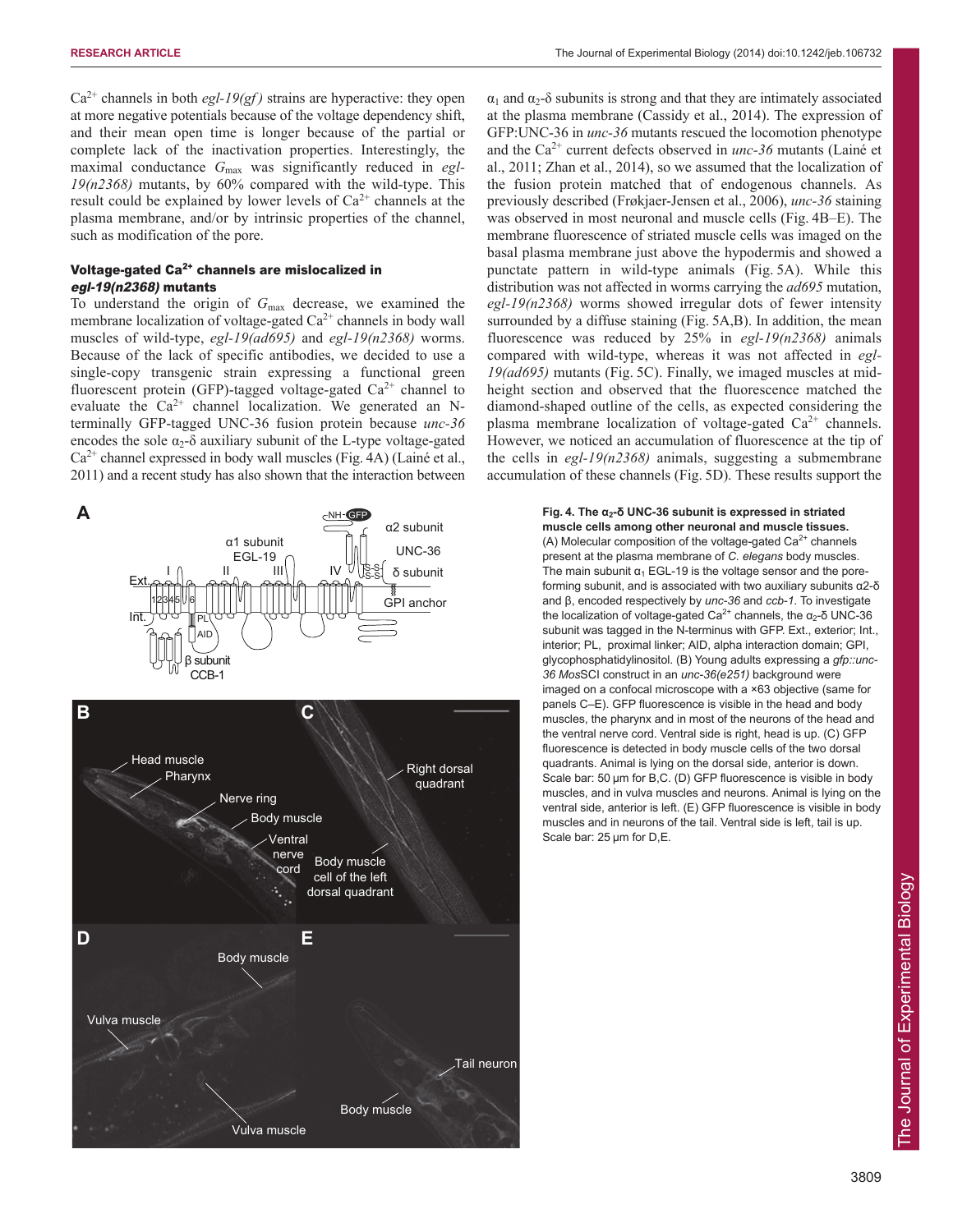$Ca^{2+}$ channels in both *egl-19(gf)* strains are hyperactive: they open at more negative potentials because of the voltage dependency shift, and their mean open time is longer because of the partial or complete lack of the inactivation properties. Interestingly, the maximal conductance $G_{max}$ was significantly reduced in *egl-19(n2368)* mutants, by 60% compared with the wild-type. This result could be explained by lower levels of $Ca^{2+}$ channels at the plasma membrane, and/or by intrinsic properties of the channel, such as modification of the pore.

### Voltage-gated $Ca^{2+}$ channels are mislocalized in *egl-19(n2368)* mutants

To understand the origin of $G_{max}$ decrease, we examined the membrane localization of voltage-gated $Ca^{2+}$ channels in body wall muscles of wild-type, *egl-19(ad695)* and *egl-19(n2368)* worms. Because of the lack of specific antibodies, we decided to use a single-copy transgenic strain expressing a functional green fluorescent protein (GFP)-tagged voltage-gated $Ca^{2+}$ channel to evaluate the $Ca^{2+}$ channel localization. We generated an N-terminally GFP-tagged UNC-36 fusion protein because *unc-36* encodes the sole $\alpha_2$-$\delta$ auxiliary subunit of the L-type voltage-gated $Ca^{2+}$ channel expressed in body wall muscles (Fig. 4A) (Lainé et al., 2011) and a recent study has also shown that the interaction between $\alpha_1$ and $\alpha_2$-$\delta$ subunits is strong and that they are intimately associated at the plasma membrane (Cassidy et al., 2014). The expression of GFP:UNC-36 in *unc-36* mutants rescued the locomotion phenotype and the $Ca^{2+}$ current defects observed in *unc-36* mutants (Lainé et al., 2011; Zhan et al., 2014), so we assumed that the localization of the fusion protein matched that of endogenous channels. As previously described (Frøkjaer-Jensen et al., 2006), *unc-36* staining was observed in most neuronal and muscle cells (Fig. 4B–E). The membrane fluorescence of striated muscle cells was imaged on the basal plasma membrane just above the hypodermis and showed a punctate pattern in wild-type animals (Fig. 5A). While this distribution was not affected in worms carrying the *ad695* mutation, *egl-19(n2368)* worms showed irregular dots of fewer intensity surrounded by a diffuse staining (Fig. 5A,B). In addition, the mean fluorescence was reduced by 25% in *egl-19(n2368)* animals compared with wild-type, whereas it was not affected in *egl-19(ad695)* mutants (Fig. 5C). Finally, we imaged muscles at mid-height section and observed that the fluorescence matched the diamond-shaped outline of the cells, as expected considering the plasma membrane localization of voltage-gated $Ca^{2+}$ channels. However, we noticed an accumulation of fluorescence at the tip of the cells in *egl-19(n2368)* animals, suggesting a submembrane accumulation of these channels (Fig. 5D). These results support the

**Fig. 4. The $\alpha_2$-$\delta$ UNC-36 subunit is expressed in striated muscle cells among other neuronal and muscle tissues.** (A) Molecular composition of the voltage-gated $Ca^{2+}$ channels present at the plasma membrane of *C. elegans* body muscles. The main subunit $\alpha_1$ EGL-19 is the voltage sensor and the pore-forming subunit, and is associated with two auxiliary subunits α2-δ and β, encoded respectively by *unc-36* and *ccb-1*. To investigate the localization of voltage-gated $Ca^{2+}$ channels, the $\alpha_2$-δ UNC-36 subunit was tagged in the N-terminus with GFP. Ext., exterior; Int., interior; PL, proximal linker; AID, alpha interaction domain; GPI, glycophosphatidylinositol. (B) Young adults expressing a *gfp::unc-36 Mos*SCI construct in an *unc-36(e251)* background were imaged on a confocal microscope with a ×63 objective (same for panels C–E). GFP fluorescence is visible in the head and body muscles, the pharynx and in most of the neurons of the head and the ventral nerve cord. Ventral side is right, head is up. (C) GFP fluorescence is detected in body muscle cells of the two dorsal quadrants. Animal is lying on the dorsal side, anterior is down. Scale bar: 50 µm for B,C. (D) GFP fluorescence is visible in body muscles, and in vulva muscles and neurons. Animal is lying on the ventral side, anterior is left. (E) GFP fluorescence is visible in body muscles and in neurons of the tail. Ventral side is left, tail is up. Scale bar: 25 µm for D,E.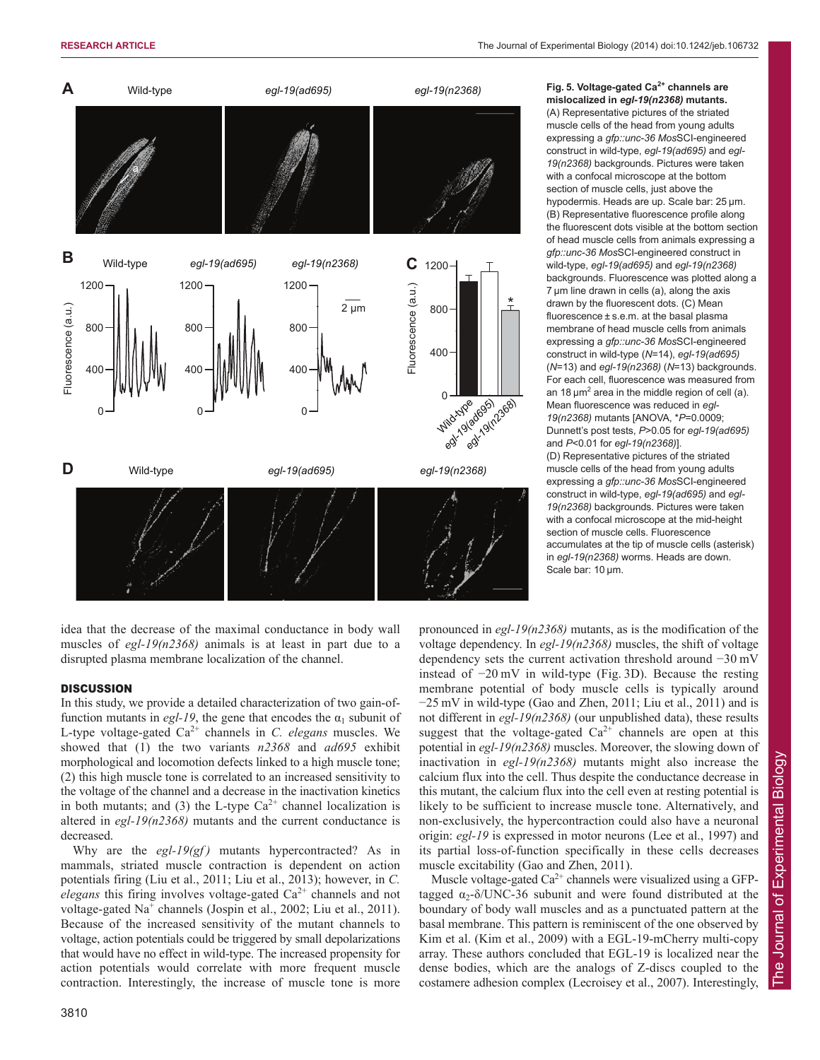**Fig. 5. Voltage-gated $Ca^{2+}$ channels are mislocalized in *egl-19(n2368)* mutants.** (A) Representative pictures of the striated muscle cells of the head from young adults expressing a *gfp::unc-36 Mos*SCI-engineered construct in wild-type, *egl-19(ad695)* and *egl-19(n2368)* backgrounds. Pictures were taken with a confocal microscope at the bottom section of muscle cells, just above the hypodermis. Heads are up. Scale bar: 25 μm. (B) Representative fluorescence profile along the fluorescent dots visible at the bottom section of head muscle cells from animals expressing a *gfp::unc-36 Mos*SCI-engineered construct in wild-type, *egl-19(ad695)* and *egl-19(n2368)* backgrounds. Fluorescence was plotted along a 7 μm line drawn in cells (a), along the axis drawn by the fluorescent dots. (C) Mean fluorescence ± s.e.m. at the basal plasma membrane of head muscle cells from animals expressing a *gfp::unc-36 Mos*SCI-engineered construct in wild-type (*N*=14), *egl-19(ad695)* (*N*=13) and *egl-19(n2368)* (*N*=13) backgrounds. For each cell, fluorescence was measured from an 18 μm² area in the middle region of cell (a). Mean fluorescence was reduced in *egl-19(n2368)* mutants [ANOVA, **P*=0.0009; Dunnett's post tests, *P*>0.05 for *egl-19(ad695)* and *P*<0.01 for *egl-19(n2368)*]. (D) Representative pictures of the striated muscle cells of the head from young adults expressing a *gfp::unc-36 Mos*SCI-engineered construct in wild-type, *egl-19(ad695)* and *egl-19(n2368)* backgrounds. Pictures were taken with a confocal microscope at the mid-height section of muscle cells. Fluorescence accumulates at the tip of muscle cells (asterisk) in *egl-19(n2368)* worms. Heads are down. Scale bar: 10 μm.

idea that the decrease of the maximal conductance in body wall muscles of *egl-19(n2368)* animals is at least in part due to a disrupted plasma membrane localization of the channel.

## DISCUSSION

In this study, we provide a detailed characterization of two gain-of-function mutants in *egl-19*, the gene that encodes the $\alpha_1$ subunit of L-type voltage-gated $Ca^{2+}$ channels in *C. elegans* muscles. We showed that (1) the two variants *n2368* and *ad695* exhibit morphological and locomotion defects linked to a high muscle tone; (2) this high muscle tone is correlated to an increased sensitivity to the voltage of the channel and a decrease in the inactivation kinetics in both mutants; and (3) the L-type $Ca^{2+}$ channel localization is altered in *egl-19(n2368)* mutants and the current conductance is decreased.

Why are the *egl-19(gf)* mutants hypercontracted? As in mammals, striated muscle contraction is dependent on action potentials firing (Liu et al., 2011; Liu et al., 2013); however, in *C. elegans* this firing involves voltage-gated $Ca^{2+}$ channels and not voltage-gated $Na^{+}$ channels (Jospin et al., 2002; Liu et al., 2011). Because of the increased sensitivity of the mutant channels to voltage, action potentials could be triggered by small depolarizations that would have no effect in wild-type. The increased propensity for action potentials would correlate with more frequent muscle contraction. Interestingly, the increase of muscle tone is more pronounced in *egl-19(n2368)* mutants, as is the modification of the voltage dependency. In *egl-19(n2368)* muscles, the shift of voltage dependency sets the current activation threshold around −30 mV instead of −20 mV in wild-type (Fig. 3D). Because the resting membrane potential of body muscle cells is typically around −25 mV in wild-type (Gao and Zhen, 2011; Liu et al., 2011) and is not different in *egl-19(n2368)* (our unpublished data), these results suggest that the voltage-gated $Ca^{2+}$ channels are open at this potential in *egl-19(n2368)* muscles. Moreover, the slowing down of inactivation in *egl-19(n2368)* mutants might also increase the calcium flux into the cell. Thus despite the conductance decrease in this mutant, the calcium flux into the cell even at resting potential is likely to be sufficient to increase muscle tone. Alternatively, and non-exclusively, the hypercontraction could also have a neuronal origin: *egl-19* is expressed in motor neurons (Lee et al., 1997) and its partial loss-of-function specifically in these cells decreases muscle excitability (Gao and Zhen, 2011).

Muscle voltage-gated $Ca^{2+}$ channels were visualized using a GFP-tagged $\alpha_2$-δ/UNC-36 subunit and were found distributed at the boundary of body wall muscles and as a punctuated pattern at the basal membrane. This pattern is reminiscent of the one observed by Kim et al. (Kim et al., 2009) with a EGL-19-mCherry multi-copy array. These authors concluded that EGL-19 is localized near the dense bodies, which are the analogs of Z-discs coupled to the costamere adhesion complex (Lecroisey et al., 2007). Interestingly,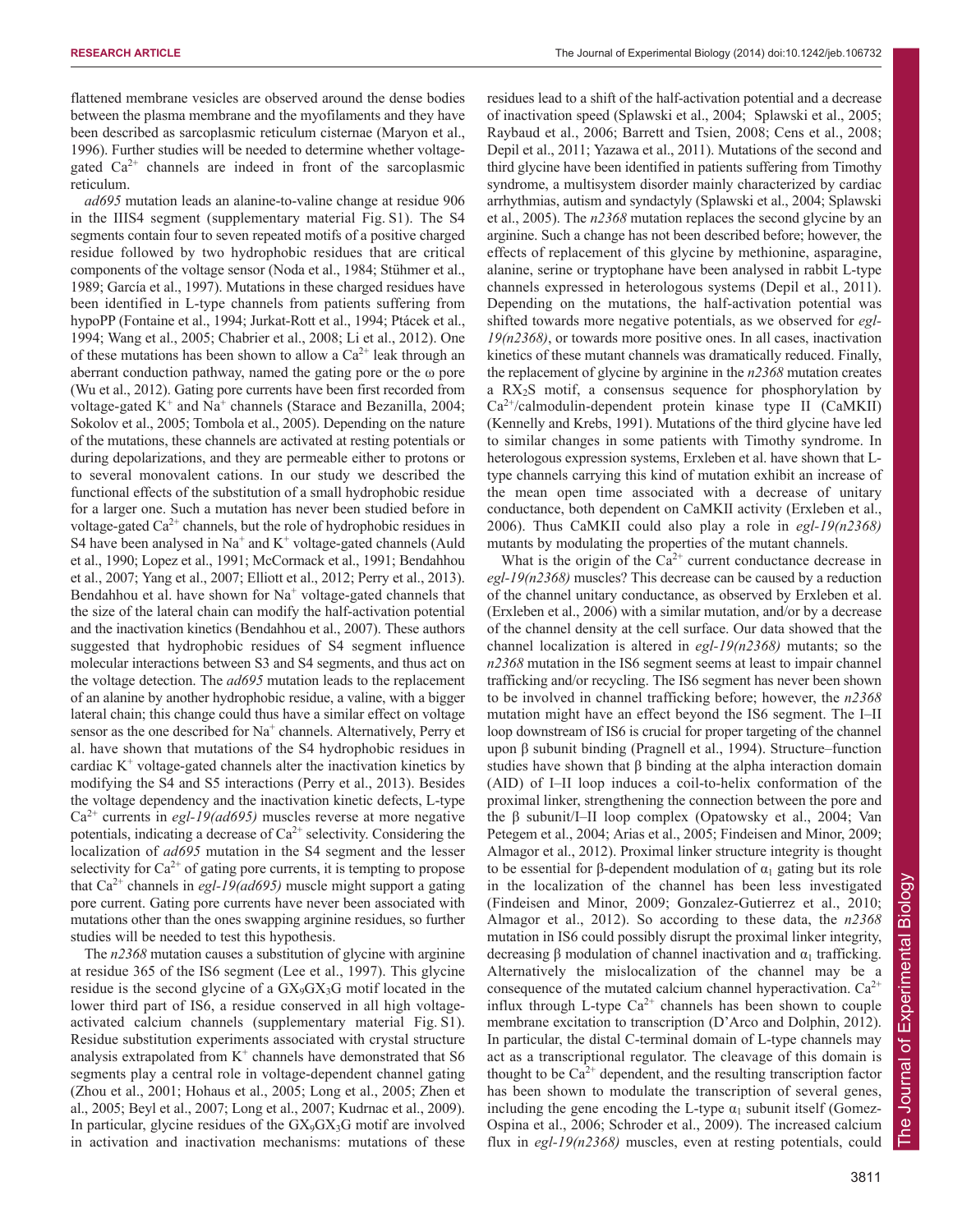flattened membrane vesicles are observed around the dense bodies between the plasma membrane and the myofilaments and they have been described as sarcoplasmic reticulum cisternae (Maryon et al., 1996). Further studies will be needed to determine whether voltage-gated $Ca^{2+}$ channels are indeed in front of the sarcoplasmic reticulum.

*ad695* mutation leads an alanine-to-valine change at residue 906 in the IIIS4 segment (supplementary material Fig. S1). The S4 segments contain four to seven repeated motifs of a positive charged residue followed by two hydrophobic residues that are critical components of the voltage sensor (Noda et al., 1984; Stühmer et al., 1989; García et al., 1997). Mutations in these charged residues have been identified in L-type channels from patients suffering from hypoPP (Fontaine et al., 1994; Jurkat-Rott et al., 1994; Ptácek et al., 1994; Wang et al., 2005; Chabrier et al., 2008; Li et al., 2012). One of these mutations has been shown to allow a $Ca^{2+}$ leak through an aberrant conduction pathway, named the gating pore or the ω pore (Wu et al., 2012). Gating pore currents have been first recorded from voltage-gated $K^+$ and $Na^+$ channels (Starace and Bezanilla, 2004; Sokolov et al., 2005; Tombola et al., 2005). Depending on the nature of the mutations, these channels are activated at resting potentials or during depolarizations, and they are permeable either to protons or to several monovalent cations. In our study we described the functional effects of the substitution of a small hydrophobic residue for a larger one. Such a mutation has never been studied before in voltage-gated $Ca^{2+}$ channels, but the role of hydrophobic residues in S4 have been analysed in $Na^+$ and $K^+$ voltage-gated channels (Auld et al., 1990; Lopez et al., 1991; McCormack et al., 1991; Bendahhou et al., 2007; Yang et al., 2007; Elliott et al., 2012; Perry et al., 2013). Bendahhou et al. have shown for $Na^+$ voltage-gated channels that the size of the lateral chain can modify the half-activation potential and the inactivation kinetics (Bendahhou et al., 2007). These authors suggested that hydrophobic residues of S4 segment influence molecular interactions between S3 and S4 segments, and thus act on the voltage detection. The *ad695* mutation leads to the replacement of an alanine by another hydrophobic residue, a valine, with a bigger lateral chain; this change could thus have a similar effect on voltage sensor as the one described for $Na^+$ channels. Alternatively, Perry et al. have shown that mutations of the S4 hydrophobic residues in cardiac $K^+$ voltage-gated channels alter the inactivation kinetics by modifying the S4 and S5 interactions (Perry et al., 2013). Besides the voltage dependency and the inactivation kinetic defects, L-type $Ca^{2+}$ currents in *egl-19(ad695)* muscles reverse at more negative potentials, indicating a decrease of $Ca^{2+}$ selectivity. Considering the localization of *ad695* mutation in the S4 segment and the lesser selectivity for $Ca^{2+}$ of gating pore currents, it is tempting to propose that $Ca^{2+}$ channels in *egl-19(ad695)* muscle might support a gating pore current. Gating pore currents have never been associated with mutations other than the ones swapping arginine residues, so further studies will be needed to test this hypothesis.

The *n2368* mutation causes a substitution of glycine with arginine at residue 365 of the IS6 segment (Lee et al., 1997). This glycine residue is the second glycine of a $GX_9GX_3G$ motif located in the lower third part of IS6, a residue conserved in all high voltage-activated calcium channels (supplementary material Fig. S1). Residue substitution experiments associated with crystal structure analysis extrapolated from $K^+$ channels have demonstrated that S6 segments play a central role in voltage-dependent channel gating (Zhou et al., 2001; Hohaus et al., 2005; Long et al., 2005; Zhen et al., 2005; Beyl et al., 2007; Long et al., 2007; Kudrnac et al., 2009). In particular, glycine residues of the $GX_9GX_3G$ motif are involved in activation and inactivation mechanisms: mutations of these residues lead to a shift of the half-activation potential and a decrease of inactivation speed (Splawski et al., 2004; Splawski et al., 2005; Raybaud et al., 2006; Barrett and Tsien, 2008; Cens et al., 2008; Depil et al., 2011; Yazawa et al., 2011). Mutations of the second and third glycine have been identified in patients suffering from Timothy syndrome, a multisystem disorder mainly characterized by cardiac arrhythmias, autism and syndactyly (Splawski et al., 2004; Splawski et al., 2005). The *n2368* mutation replaces the second glycine by an arginine. Such a change has not been described before; however, the effects of replacement of this glycine by methionine, asparagine, alanine, serine or tryptophane have been analysed in rabbit L-type channels expressed in heterologous systems (Depil et al., 2011). Depending on the mutations, the half-activation potential was shifted towards more negative potentials, as we observed for *egl-19(n2368)*, or towards more positive ones. In all cases, inactivation kinetics of these mutant channels was dramatically reduced. Finally, the replacement of glycine by arginine in the *n2368* mutation creates a $RX_2S$ motif, a consensus sequence for phosphorylation by $Ca^{2+}$/calmodulin-dependent protein kinase type II (CaMKII) (Kennelly and Krebs, 1991). Mutations of the third glycine have led to similar changes in some patients with Timothy syndrome. In heterologous expression systems, Erxleben et al. have shown that L-type channels carrying this kind of mutation exhibit an increase of the mean open time associated with a decrease of unitary conductance, both dependent on CaMKII activity (Erxleben et al., 2006). Thus CaMKII could also play a role in *egl-19(n2368)* mutants by modulating the properties of the mutant channels.

What is the origin of the $Ca^{2+}$ current conductance decrease in *egl-19(n2368)* muscles? This decrease can be caused by a reduction of the channel unitary conductance, as observed by Erxleben et al. (Erxleben et al., 2006) with a similar mutation, and/or by a decrease of the channel density at the cell surface. Our data showed that the channel localization is altered in *egl-19(n2368)* mutants; so the *n2368* mutation in the IS6 segment seems at least to impair channel trafficking and/or recycling. The IS6 segment has never been shown to be involved in channel trafficking before; however, the *n2368* mutation might have an effect beyond the IS6 segment. The I–II loop downstream of IS6 is crucial for proper targeting of the channel upon β subunit binding (Pragnell et al., 1994). Structure–function studies have shown that β binding at the alpha interaction domain (AID) of I–II loop induces a coil-to-helix conformation of the proximal linker, strengthening the connection between the pore and the β subunit/I–II loop complex (Opatowsky et al., 2004; Van Petegem et al., 2004; Arias et al., 2005; Findeisen and Minor, 2009; Almagor et al., 2012). Proximal linker structure integrity is thought to be essential for β-dependent modulation of $\alpha_1$ gating but its role in the localization of the channel has been less investigated (Findeisen and Minor, 2009; Gonzalez-Gutierrez et al., 2010; Almagor et al., 2012). So according to these data, the *n2368* mutation in IS6 could possibly disrupt the proximal linker integrity, decreasing β modulation of channel inactivation and $\alpha_1$ trafficking. Alternatively the mislocalization of the channel may be a consequence of the mutated calcium channel hyperactivation. $Ca^{2+}$ influx through L-type $Ca^{2+}$ channels has been shown to couple membrane excitation to transcription (D'Arco and Dolphin, 2012). In particular, the distal C-terminal domain of L-type channels may act as a transcriptional regulator. The cleavage of this domain is thought to be $Ca^{2+}$ dependent, and the resulting transcription factor has been shown to modulate the transcription of several genes, including the gene encoding the L-type $\alpha_1$ subunit itself (Gomez-Ospina et al., 2006; Schroder et al., 2009). The increased calcium flux in *egl-19(n2368)* muscles, even at resting potentials, could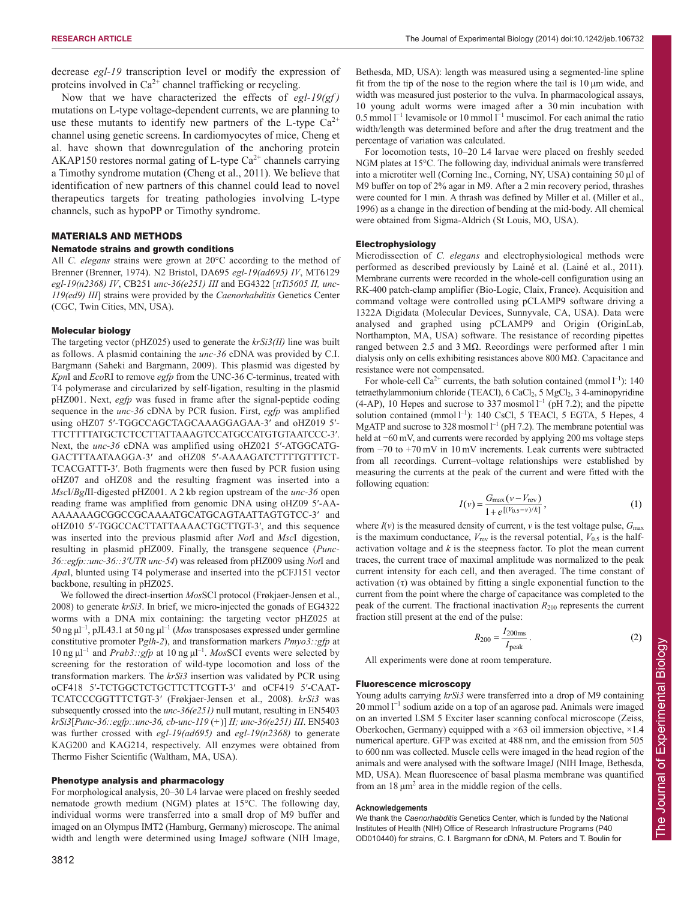decrease *egl-19* transcription level or modify the expression of proteins involved in $Ca^{2+}$ channel trafficking or recycling.

Now that we have characterized the effects of *egl-19(gf)* mutations on L-type voltage-dependent currents, we are planning to use these mutants to identify new partners of the L-type $Ca^{2+}$ channel using genetic screens. In cardiomyocytes of mice, Cheng et al. have shown that downregulation of the anchoring protein AKAP150 restores normal gating of L-type $Ca^{2+}$ channels carrying a Timothy syndrome mutation (Cheng et al., 2011). We believe that identification of new partners of this channel could lead to novel therapeutics targets for treating pathologies involving L-type channels, such as hypoPP or Timothy syndrome.

## MATERIALS AND METHODS

### Nematode strains and growth conditions

All *C. elegans* strains were grown at 20°C according to the method of Brenner (Brenner, 1974). N2 Bristol, DA695 *egl-19(ad695) IV*, MT6129 *egl-19(n2368) IV*, CB251 *unc-36(e251) III* and EG4322 [*ttTi5605 II, unc-119(ed9) III*] strains were provided by the *Caenorhabditis* Genetics Center (CGC, Twin Cities, MN, USA).

### Molecular biology

The targeting vector (pHZ025) used to generate the *krSi3(II)* line was built as follows. A plasmid containing the *unc-36* cDNA was provided by C.I. Bargmann (Saheki and Bargmann, 2009). This plasmid was digested by *Kpn*I and *Eco*RI to remove *egfp* from the UNC-36 C-terminus, treated with T4 polymerase and circularized by self-ligation, resulting in the plasmid pHZ001. Next, *egfp* was fused in frame after the signal-peptide coding sequence in the *unc-36* cDNA by PCR fusion. First, *egfp* was amplified using oHZ07 5′-TGGCCAGCTAGCAAAGGAGAA-3′ and oHZ019 5′-TTCTTTTATGCTCTCCTTATTAAAGTCCATGCCATGTGTAATCCC-3′. Next, the *unc-36* cDNA was amplified using oHZ021 5′-ATGGCATG-GACTTTAATAAGGA-3′ and oHZ08 5′-AAAAGATCTTTTGTTTCT-TCACGATTT-3′. Both fragments were then fused by PCR fusion using oHZ07 and oHZ08 and the resulting fragment was inserted into a *Msc*I/*Bgl*II-digested pHZ001. A 2 kb region upstream of the *unc-36* open reading frame was amplified from genomic DNA using oHZ09 5′-AA-AAAAAAGCGGCCGCAAAATGCATGCAGTAATTAGTGTCC-3′ and oHZ010 5′-TGGCCACTTATTAAAACTGCTTGT-3′, and this sequence was inserted into the previous plasmid after *Not*I and *Msc*I digestion, resulting in plasmid pHZ009. Finally, the transgene sequence (*Punc-36::egfp::unc-36::3′UTR unc-54*) was released from pHZ009 using *Not*I and *Apa*I, blunted using T4 polymerase and inserted into the pCFJ151 vector backbone, resulting in pHZ025.

We followed the direct-insertion *Mos*SCI protocol (Frøkjaer-Jensen et al., 2008) to generate *krSi3*. In brief, we micro-injected the gonads of EG4322 worms with a DNA mix containing: the targeting vector pHZ025 at 50 ng μl$^{-1}$, pJL43.1 at 50 ng μl$^{-1}$ (*Mos* transposases expressed under germline constitutive promoter P*glh-2*), and transformation markers *Pmyo3::gfp* at 10 ng μl$^{-1}$ and *Prab3::gfp* at 10 ng μl$^{-1}$. *Mos*SCI events were selected by screening for the restoration of wild-type locomotion and loss of the transformation markers. The *krSi3* insertion was validated by PCR using oCF418 5′-TCTGGCTCTGCTTCTTCGTT-3′ and oCF419 5′-CAAT-TCATCCCGGTTTCTGT-3′ (Frøkjaer-Jensen et al., 2008). *krSi3* was subsequently crossed into the *unc-36(e251)* null mutant, resulting in EN5403 *krSi3*[*Punc-36::egfp::unc-36, cb-unc-119* (+)] *II; unc-36(e251) III*. EN5403 was further crossed with *egl-19(ad695)* and *egl-19(n2368)* to generate KAG200 and KAG214, respectively. All enzymes were obtained from Thermo Fisher Scientific (Waltham, MA, USA).

### Phenotype analysis and pharmacology

For morphological analysis, 20–30 L4 larvae were placed on freshly seeded nematode growth medium (NGM) plates at 15°C. The following day, individual worms were transferred into a small drop of M9 buffer and imaged on an Olympus IMT2 (Hamburg, Germany) microscope. The animal width and length were determined using ImageJ software (NIH Image, Bethesda, MD, USA): length was measured using a segmented-line spline fit from the tip of the nose to the region where the tail is 10 μm wide, and width was measured just posterior to the vulva. In pharmacological assays, 10 young adult worms were imaged after a 30 min incubation with 0.5 mmol l$^{-1}$ levamisole or 10 mmol l$^{-1}$ muscimol. For each animal the ratio width/length was determined before and after the drug treatment and the percentage of variation was calculated.

For locomotion tests, 10–20 L4 larvae were placed on freshly seeded NGM plates at 15°C. The following day, individual animals were transferred into a microtiter well (Corning Inc., Corning, NY, USA) containing 50 μl of M9 buffer on top of 2% agar in M9. After a 2 min recovery period, thrashes were counted for 1 min. A thrash was defined by Miller et al. (Miller et al., 1996) as a change in the direction of bending at the mid-body. All chemical were obtained from Sigma-Aldrich (St Louis, MO, USA).

### Electrophysiology

Microdissection of *C. elegans* and electrophysiological methods were performed as described previously by Lainé et al. (Lainé et al., 2011). Membrane currents were recorded in the whole-cell configuration using an RK-400 patch-clamp amplifier (Bio-Logic, Claix, France). Acquisition and command voltage were controlled using pCLAMP9 software driving a 1322A Digidata (Molecular Devices, Sunnyvale, CA, USA). Data were analysed and graphed using pCLAMP9 and Origin (OriginLab, Northampton, MA, USA) software. The resistance of recording pipettes ranged between 2.5 and 3 MΩ. Recordings were performed after 1 min dialysis only on cells exhibiting resistances above 800 MΩ. Capacitance and resistance were not compensated.

For whole-cell $Ca^{2+}$ currents, the bath solution contained (mmol l$^{-1}$): 140 tetraethylammonium chloride (TEACl), 6 $CaCl_2$, 5 $MgCl_2$, 3 4-aminopyridine (4-AP), 10 Hepes and sucrose to 337 mosmol l$^{-1}$ (pH 7.2); and the pipette solution contained (mmol l$^{-1}$): 140 CsCl, 5 TEACl, 5 EGTA, 5 Hepes, 4 MgATP and sucrose to 328 mosmol l$^{-1}$ (pH 7.2). The membrane potential was held at −60 mV, and currents were recorded by applying 200 ms voltage steps from −70 to +70 mV in 10 mV increments. Leak currents were subtracted from all recordings. Current–voltage relationships were established by measuring the currents at the peak of the current and were fitted with the following equation:

$$I(v) = \frac{G_{\max}(v - V_{\mathrm{rev}})}{1 + e^{[(V_{0.5} - v)/k]}}, \tag{1}$$

where $I(v)$ is the measured density of current, $v$ is the test voltage pulse, $G_{max}$ is the maximum conductance, $V_{rev}$ is the reversal potential, $V_{0.5}$ is the half-activation voltage and $k$ is the steepness factor. To plot the mean current traces, the current trace of maximal amplitude was normalized to the peak current intensity for each cell, and then averaged. The time constant of activation (τ) was obtained by fitting a single exponential function to the current from the point where the charge of capacitance was completed to the peak of the current. The fractional inactivation $R_{200}$ represents the current fraction still present at the end of the pulse:

$$R_{200} = \frac{I_{200\mathrm{ms}}}{I_{\mathrm{peak}}}. \tag{2}$$

All experiments were done at room temperature.

### Fluorescence microscopy

Young adults carrying *krSi3* were transferred into a drop of M9 containing 20 mmol l$^{-1}$ sodium azide on a top of an agarose pad. Animals were imaged on an inverted LSM 5 Exciter laser scanning confocal microscope (Zeiss, Oberkochen, Germany) equipped with a ×63 oil immersion objective, ×1.4 numerical aperture. GFP was excited at 488 nm, and the emission from 505 to 600 nm was collected. Muscle cells were imaged in the head region of the animals and were analysed with the software ImageJ (NIH Image, Bethesda, MD, USA). Mean fluorescence of basal plasma membrane was quantified from an 18 μm$^2$ area in the middle region of the cells.

#### Acknowledgements

We thank the *Caenorhabditis* Genetics Center, which is funded by the National Institutes of Health (NIH) Office of Research Infrastructure Programs (P40 OD010440) for strains, C. I. Bargmann for cDNA, M. Peters and T. Boulin for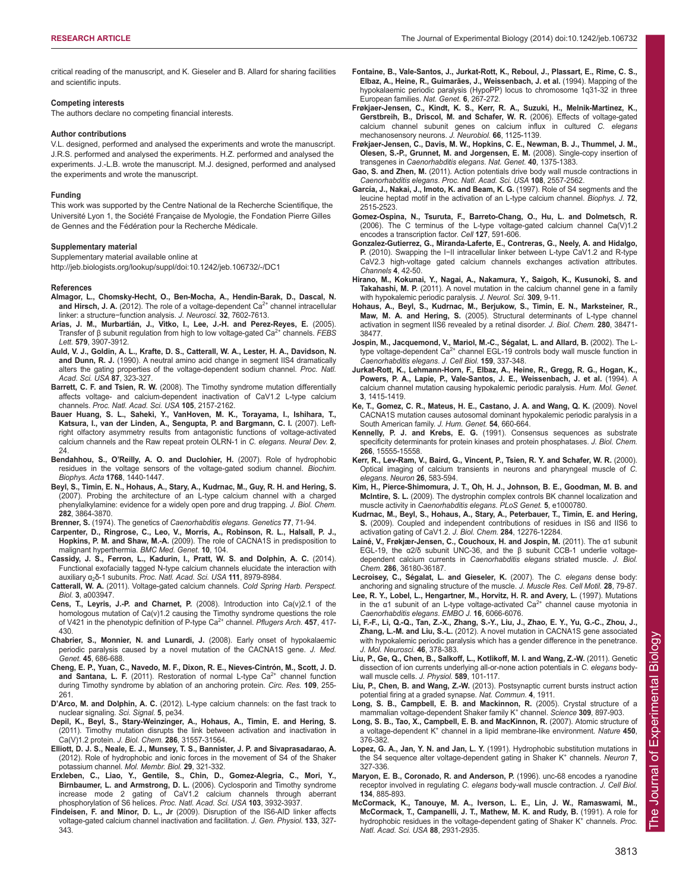critical reading of the manuscript, and K. Gieseler and B. Allard for sharing facilities and scientific inputs.

#### Competing interests

The authors declare no competing financial interests.

#### Author contributions

V.L. designed, performed and analysed the experiments and wrote the manuscript. J.R.S. performed and analysed the experiments. H.Z. performed and analysed the experiments. J.-L.B. wrote the manuscript. M.J. designed, performed and analysed the experiments and wrote the manuscript.

#### Funding

This work was supported by the Centre National de la Recherche Scientifique, the Université Lyon 1, the Société Française de Myologie, the Fondation Pierre Gilles de Gennes and the Fédération pour la Recherche Médicale.

#### Supplementary material

Supplementary material available online at
http://jeb.biologists.org/lookup/suppl/doi:10.1242/jeb.106732/-/DC1

#### References

**Almagor, L., Chomsky-Hecht, O., Ben-Mocha, A., Hendin-Barak, D., Dascal, N. and Hirsch, J. A.** (2012). The role of a voltage-dependent $Ca^{2+}$ channel intracellular linker: a structure−function analysis. *J. Neurosci.* **32**, 7602-7613.

**Arias, J. M., Murbartián, J., Vitko, I., Lee, J.-H. and Perez-Reyes, E.** (2005). Transfer of β subunit regulation from high to low voltage-gated $Ca^{2+}$ channels. *FEBS Lett.* **579**, 3907-3912.

**Auld, V. J., Goldin, A. L., Krafte, D. S., Catterall, W. A., Lester, H. A., Davidson, N. and Dunn, R. J.** (1990). A neutral amino acid change in segment IIS4 dramatically alters the gating properties of the voltage-dependent sodium channel. *Proc. Natl. Acad. Sci. USA* **87**, 323-327.

**Barrett, C. F. and Tsien, R. W.** (2008). The Timothy syndrome mutation differentially affects voltage- and calcium-dependent inactivation of CaV1.2 L-type calcium channels. *Proc. Natl. Acad. Sci. USA* **105**, 2157-2162.

**Bauer Huang, S. L., Saheki, Y., VanHoven, M. K., Torayama, I., Ishihara, T., Katsura, I., van der Linden, A., Sengupta, P. and Bargmann, C. I.** (2007). Left-right olfactory asymmetry results from antagonistic functions of voltage-activated calcium channels and the Raw repeat protein OLRN-1 in *C. elegans*. *Neural Dev.* **2**, 24.

**Bendahhou, S., O'Reilly, A. O. and Duclohier, H.** (2007). Role of hydrophobic residues in the voltage sensors of the voltage-gated sodium channel. *Biochim. Biophys. Acta* **1768**, 1440-1447.

**Beyl, S., Timin, E. N., Hohaus, A., Stary, A., Kudrnac, M., Guy, R. H. and Hering, S.** (2007). Probing the architecture of an L-type calcium channel with a charged phenylalkylamine: evidence for a widely open pore and drug trapping. *J. Biol. Chem.* **282**, 3864-3870.

**Brenner, S.** (1974). The genetics of *Caenorhabditis elegans*. *Genetics* **77**, 71-94.

**Carpenter, D., Ringrose, C., Leo, V., Morris, A., Robinson, R. L., Halsall, P. J., Hopkins, P. M. and Shaw, M.-A.** (2009). The role of CACNA1S in predisposition to malignant hyperthermia. *BMC Med. Genet.* **10**, 104.

**Cassidy, J. S., Ferron, L., Kadurin, I., Pratt, W. S. and Dolphin, A. C.** (2014). Functional exofacially tagged N-type calcium channels elucidate the interaction with auxiliary $\alpha_2\delta$-1 subunits. *Proc. Natl. Acad. Sci. USA* **111**, 8979-8984.

**Catterall, W. A.** (2011). Voltage-gated calcium channels. *Cold Spring Harb. Perspect. Biol.* **3**, a003947.

**Cens, T., Leyris, J.-P. and Charnet, P.** (2008). Introduction into Ca(v)2.1 of the homologous mutation of Ca(v)1.2 causing the Timothy syndrome questions the role of V421 in the phenotypic definition of P-type $Ca^{2+}$ channel. *Pflugers Arch.* **457**, 417-430.

**Chabrier, S., Monnier, N. and Lunardi, J.** (2008). Early onset of hypokalaemic periodic paralysis caused by a novel mutation of the CACNA1S gene. *J. Med. Genet.* **45**, 686-688.

**Cheng, E. P., Yuan, C., Navedo, M. F., Dixon, R. E., Nieves-Cintrón, M., Scott, J. D. and Santana, L. F.** (2011). Restoration of normal L-type $Ca^{2+}$ channel function during Timothy syndrome by ablation of an anchoring protein. *Circ. Res.* **109**, 255-261.

**D'Arco, M. and Dolphin, A. C.** (2012). L-type calcium channels: on the fast track to nuclear signaling. *Sci. Signal.* **5**, pe34.

**Depil, K., Beyl, S., Stary-Weinzinger, A., Hohaus, A., Timin, E. and Hering, S.** (2011). Timothy mutation disrupts the link between activation and inactivation in Ca(V)1.2 protein. *J. Biol. Chem.* **286**, 31557-31564.

**Elliott, D. J. S., Neale, E. J., Munsey, T. S., Bannister, J. P. and Sivaprasadarao, A.** (2012). Role of hydrophobic and ionic forces in the movement of S4 of the Shaker potassium channel. *Mol. Membr. Biol.* **29**, 321-332.

**Erxleben, C., Liao, Y., Gentile, S., Chin, D., Gomez-Alegria, C., Mori, Y., Birnbaumer, L. and Armstrong, D. L.** (2006). Cyclosporin and Timothy syndrome increase mode 2 gating of CaV1.2 calcium channels through aberrant phosphorylation of S6 helices. *Proc. Natl. Acad. Sci. USA* **103**, 3932-3937.

**Findeisen, F. and Minor, D. L., Jr** (2009). Disruption of the IS6-AID linker affects voltage-gated calcium channel inactivation and facilitation. *J. Gen. Physiol.* **133**, 327-343.

**Fontaine, B., Vale-Santos, J., Jurkat-Rott, K., Reboul, J., Plassart, E., Rime, C. S., Elbaz, A., Heine, R., Guimarães, J., Weissenbach, J. et al.** (1994). Mapping of the hypokalaemic periodic paralysis (HypoPP) locus to chromosome 1q31-32 in three European families. *Nat. Genet.* **6**, 267-272.

**Frøkjaer-Jensen, C., Kindt, K. S., Kerr, R. A., Suzuki, H., Melnik-Martinez, K., Gerstbreih, B., Driscol, M. and Schafer, W. R.** (2006). Effects of voltage-gated calcium channel subunit genes on calcium influx in cultured *C. elegans* mechanosensory neurons. *J. Neurobiol.* **66**, 1125-1139.

**Frøkjaer-Jensen, C., Davis, M. W., Hopkins, C. E., Newman, B. J., Thummel, J. M., Olesen, S.-P., Grunnet, M. and Jorgensen, E. M.** (2008). Single-copy insertion of transgenes in *Caenorhabditis elegans*. *Nat. Genet.* **40**, 1375-1383.

**Gao, S. and Zhen, M.** (2011). Action potentials drive body wall muscle contractions in *Caenorhabditis elegans*. *Proc. Natl. Acad. Sci. USA* **108**, 2557-2562.

**García, J., Nakai, J., Imoto, K. and Beam, K. G.** (1997). Role of S4 segments and the leucine heptad motif in the activation of an L-type calcium channel. *Biophys. J.* **72**, 2515-2523.

**Gomez-Ospina, N., Tsuruta, F., Barreto-Chang, O., Hu, L. and Dolmetsch, R.** (2006). The C terminus of the L-type voltage-gated calcium channel Ca(V)1.2 encodes a transcription factor. *Cell* **127**, 591-606.

**Gonzalez-Gutierrez, G., Miranda-Laferte, E., Contreras, G., Neely, A. and Hidalgo, P.** (2010). Swapping the I−II intracellular linker between L-type CaV1.2 and R-type CaV2.3 high-voltage gated calcium channels exchanges activation attributes. *Channels* **4**, 42-50.

**Hirano, M., Kokunai, Y., Nagai, A., Nakamura, Y., Saigoh, K., Kusunoki, S. and Takahashi, M. P.** (2011). A novel mutation in the calcium channel gene in a family with hypokalemic periodic paralysis. *J. Neurol. Sci.* **309**, 9-11.

**Hohaus, A., Beyl, S., Kudrnac, M., Berjukow, S., Timin, E. N., Marksteiner, R., Maw, M. A. and Hering, S.** (2005). Structural determinants of L-type channel activation in segment IIS6 revealed by a retinal disorder. *J. Biol. Chem.* **280**, 38471-38477.

**Jospin, M., Jacquemond, V., Mariol, M.-C., Ségalat, L. and Allard, B.** (2002). The L-type voltage-dependent $Ca^{2+}$ channel EGL-19 controls body wall muscle function in *Caenorhabditis elegans*. *J. Cell Biol.* **159**, 337-348.

**Jurkat-Rott, K., Lehmann-Horn, F., Elbaz, A., Heine, R., Gregg, R. G., Hogan, K., Powers, P. A., Lapie, P., Vale-Santos, J. E., Weissenbach, J. et al.** (1994). A calcium channel mutation causing hypokalemic periodic paralysis. *Hum. Mol. Genet.* **3**, 1415-1419.

**Ke, T., Gomez, C. R., Mateus, H. E., Castano, J. A. and Wang, Q. K.** (2009). Novel CACNA1S mutation causes autosomal dominant hypokalemic periodic paralysis in a South American family. *J. Hum. Genet.* **54**, 660-664.

**Kennelly, P. J. and Krebs, E. G.** (1991). Consensus sequences as substrate specificity determinants for protein kinases and protein phosphatases. *J. Biol. Chem.* **266**, 15555-15558.

**Kerr, R., Lev-Ram, V., Baird, G., Vincent, P., Tsien, R. Y. and Schafer, W. R.** (2000). Optical imaging of calcium transients in neurons and pharyngeal muscle of *C. elegans*. *Neuron* **26**, 583-594.

**Kim, H., Pierce-Shimomura, J. T., Oh, H. J., Johnson, B. E., Goodman, M. B. and McIntire, S. L.** (2009). The dystrophin complex controls BK channel localization and muscle activity in *Caenorhabditis elegans*. *PLoS Genet.* **5**, e1000780.

**Kudrnac, M., Beyl, S., Hohaus, A., Stary, A., Peterbauer, T., Timin, E. and Hering, S.** (2009). Coupled and independent contributions of residues in IS6 and IIS6 to activation gating of CaV1.2. *J. Biol. Chem.* **284**, 12276-12284.

**Lainé, V., Frøkjær-Jensen, C., Couchoux, H. and Jospin, M.** (2011). The α1 subunit EGL-19, the α2/δ subunit UNC-36, and the β subunit CCB-1 underlie voltage-dependent calcium currents in *Caenorhabditis elegans* striated muscle. *J. Biol. Chem.* **286**, 36180-36187.

**Lecroisey, C., Ségalat, L. and Gieseler, K.** (2007). The *C. elegans* dense body: anchoring and signaling structure of the muscle. *J. Muscle Res. Cell Motil.* **28**, 79-87.

**Lee, R. Y., Lobel, L., Hengartner, M., Horvitz, H. R. and Avery, L.** (1997). Mutations in the α1 subunit of an L-type voltage-activated $Ca^{2+}$ channel cause myotonia in *Caenorhabditis elegans*. *EMBO J.* **16**, 6066-6076.

**Li, F.-F., Li, Q.-Q., Tan, Z.-X., Zhang, S.-Y., Liu, J., Zhao, E. Y., Yu, G.-C., Zhou, J., Zhang, L.-M. and Liu, S.-L.** (2012). A novel mutation in CACNA1S gene associated with hypokalemic periodic paralysis which has a gender difference in the penetrance. *J. Mol. Neurosci.* **46**, 378-383.

**Liu, P., Ge, Q., Chen, B., Salkoff, L., Kotlikoff, M. I. and Wang, Z.-W.** (2011). Genetic dissection of ion currents underlying all-or-none action potentials in *C. elegans* body-wall muscle cells. *J. Physiol.* **589**, 101-117.

**Liu, P., Chen, B. and Wang, Z.-W.** (2013). Postsynaptic current bursts instruct action potential firing at a graded synapse. *Nat. Commun.* **4**, 1911.

**Long, S. B., Campbell, E. B. and Mackinnon, R.** (2005). Crystal structure of a mammalian voltage-dependent Shaker family $K^+$ channel. *Science* **309**, 897-903.

**Long, S. B., Tao, X., Campbell, E. B. and MacKinnon, R.** (2007). Atomic structure of a voltage-dependent $K^+$ channel in a lipid membrane-like environment. *Nature* **450**, 376-382.

**Lopez, G. A., Jan, Y. N. and Jan, L. Y.** (1991). Hydrophobic substitution mutations in the S4 sequence alter voltage-dependent gating in Shaker $K^+$ channels. *Neuron* **7**, 327-336.

**Maryon, E. B., Coronado, R. and Anderson, P.** (1996). unc-68 encodes a ryanodine receptor involved in regulating *C. elegans* body-wall muscle contraction. *J. Cell Biol.* **134**, 885-893.

**McCormack, K., Tanouye, M. A., Iverson, L. E., Lin, J. W., Ramaswami, M., McCormack, T., Campanelli, J. T., Mathew, M. K. and Rudy, B.** (1991). A role for hydrophobic residues in the voltage-dependent gating of Shaker $K^+$ channels. *Proc. Natl. Acad. Sci. USA* **88**, 2931-2935.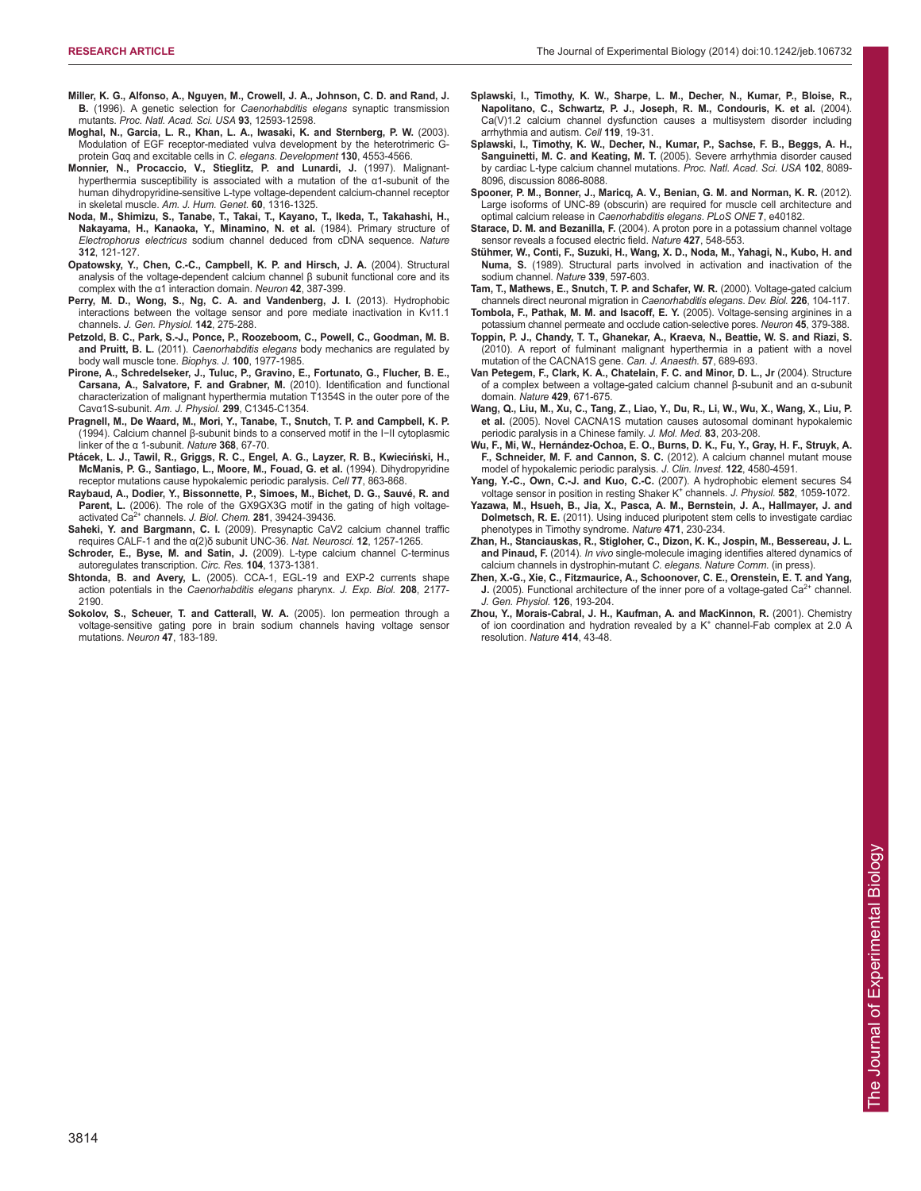**Miller, K. G., Alfonso, A., Nguyen, M., Crowell, J. A., Johnson, C. D. and Rand, J. B.** (1996). A genetic selection for *Caenorhabditis elegans* synaptic transmission mutants. *Proc. Natl. Acad. Sci. USA* **93**, 12593-12598.

**Moghal, N., Garcia, L. R., Khan, L. A., Iwasaki, K. and Sternberg, P. W.** (2003). Modulation of EGF receptor-mediated vulva development by the heterotrimeric G-protein Gαq and excitable cells in *C. elegans*. *Development* **130**, 4553-4566.

**Monnier, N., Procaccio, V., Stieglitz, P. and Lunardi, J.** (1997). Malignant-hyperthermia susceptibility is associated with a mutation of the α1-subunit of the human dihydropyridine-sensitive L-type voltage-dependent calcium-channel receptor in skeletal muscle. *Am. J. Hum. Genet.* **60**, 1316-1325.

**Noda, M., Shimizu, S., Tanabe, T., Takai, T., Kayano, T., Ikeda, T., Takahashi, H., Nakayama, H., Kanaoka, Y., Minamino, N. et al.** (1984). Primary structure of *Electrophorus electricus* sodium channel deduced from cDNA sequence. *Nature* **312**, 121-127.

**Opatowsky, Y., Chen, C.-C., Campbell, K. P. and Hirsch, J. A.** (2004). Structural analysis of the voltage-dependent calcium channel β subunit functional core and its complex with the α1 interaction domain. *Neuron* **42**, 387-399.

**Perry, M. D., Wong, S., Ng, C. A. and Vandenberg, J. I.** (2013). Hydrophobic interactions between the voltage sensor and pore mediate inactivation in Kv11.1 channels. *J. Gen. Physiol.* **142**, 275-288.

**Petzold, B. C., Park, S.-J., Ponce, P., Roozeboom, C., Powell, C., Goodman, M. B. and Pruitt, B. L.** (2011). *Caenorhabditis elegans* body mechanics are regulated by body wall muscle tone. *Biophys. J.* **100**, 1977-1985.

**Pirone, A., Schredelseker, J., Tuluc, P., Gravino, E., Fortunato, G., Flucher, B. E., Carsana, A., Salvatore, F. and Grabner, M.** (2010). Identification and functional characterization of malignant hyperthermia mutation T1354S in the outer pore of the Cavα1S-subunit. *Am. J. Physiol.* **299**, C1345-C1354.

**Pragnell, M., De Waard, M., Mori, Y., Tanabe, T., Snutch, T. P. and Campbell, K. P.** (1994). Calcium channel β-subunit binds to a conserved motif in the I−II cytoplasmic linker of the α 1-subunit. *Nature* **368**, 67-70.

**Ptácek, L. J., Tawil, R., Griggs, R. C., Engel, A. G., Layzer, R. B., Kwieciński, H., McManis, P. G., Santiago, L., Moore, M., Fouad, G. et al.** (1994). Dihydropyridine receptor mutations cause hypokalemic periodic paralysis. *Cell* **77**, 863-868.

**Raybaud, A., Dodier, Y., Bissonnette, P., Simoes, M., Bichet, D. G., Sauvé, R. and Parent, L.** (2006). The role of the GX9GX3G motif in the gating of high voltage-activated $Ca^{2+}$ channels. *J. Biol. Chem.* **281**, 39424-39436.

**Saheki, Y. and Bargmann, C. I.** (2009). Presynaptic CaV2 calcium channel traffic requires CALF-1 and the α(2)δ subunit UNC-36. *Nat. Neurosci.* **12**, 1257-1265.

**Schroder, E., Byse, M. and Satin, J.** (2009). L-type calcium channel C-terminus autoregulates transcription. *Circ. Res.* **104**, 1373-1381.

**Shtonda, B. and Avery, L.** (2005). CCA-1, EGL-19 and EXP-2 currents shape action potentials in the *Caenorhabditis elegans* pharynx. *J. Exp. Biol.* **208**, 2177-2190.

**Sokolov, S., Scheuer, T. and Catterall, W. A.** (2005). Ion permeation through a voltage-sensitive gating pore in brain sodium channels having voltage sensor mutations. *Neuron* **47**, 183-189.

**Splawski, I., Timothy, K. W., Sharpe, L. M., Decher, N., Kumar, P., Bloise, R., Napolitano, C., Schwartz, P. J., Joseph, R. M., Condouris, K. et al.** (2004). Ca(V)1.2 calcium channel dysfunction causes a multisystem disorder including arrhythmia and autism. *Cell* **119**, 19-31.

**Splawski, I., Timothy, K. W., Decher, N., Kumar, P., Sachse, F. B., Beggs, A. H., Sanguinetti, M. C. and Keating, M. T.** (2005). Severe arrhythmia disorder caused by cardiac L-type calcium channel mutations. *Proc. Natl. Acad. Sci. USA* **102**, 8089-8096, discussion 8086-8088.

**Spooner, P. M., Bonner, J., Maricq, A. V., Benian, G. M. and Norman, K. R.** (2012). Large isoforms of UNC-89 (obscurin) are required for muscle cell architecture and optimal calcium release in *Caenorhabditis elegans*. *PLoS ONE* **7**, e40182.

**Starace, D. M. and Bezanilla, F.** (2004). A proton pore in a potassium channel voltage sensor reveals a focused electric field. *Nature* **427**, 548-553.

**Stühmer, W., Conti, F., Suzuki, H., Wang, X. D., Noda, M., Yahagi, N., Kubo, H. and Numa, S.** (1989). Structural parts involved in activation and inactivation of the sodium channel. *Nature* **339**, 597-603.

**Tam, T., Mathews, E., Snutch, T. P. and Schafer, W. R.** (2000). Voltage-gated calcium channels direct neuronal migration in *Caenorhabditis elegans*. *Dev. Biol.* **226**, 104-117.

**Tombola, F., Pathak, M. M. and Isacoff, E. Y.** (2005). Voltage-sensing arginines in a potassium channel permeate and occlude cation-selective pores. *Neuron* **45**, 379-388.

**Toppin, P. J., Chandy, T. T., Ghanekar, A., Kraeva, N., Beattie, W. S. and Riazi, S.** (2010). A report of fulminant malignant hyperthermia in a patient with a novel mutation of the CACNA1S gene. *Can. J. Anaesth.* **57**, 689-693.

**Van Petegem, F., Clark, K. A., Chatelain, F. C. and Minor, D. L., Jr** (2004). Structure of a complex between a voltage-gated calcium channel β-subunit and an α-subunit domain. *Nature* **429**, 671-675.

**Wang, Q., Liu, M., Xu, C., Tang, Z., Liao, Y., Du, R., Li, W., Wu, X., Wang, X., Liu, P. et al.** (2005). Novel CACNA1S mutation causes autosomal dominant hypokalemic periodic paralysis in a Chinese family. *J. Mol. Med.* **83**, 203-208.

**Wu, F., Mi, W., Hernández-Ochoa, E. O., Burns, D. K., Fu, Y., Gray, H. F., Struyk, A. F., Schneider, M. F. and Cannon, S. C.** (2012). A calcium channel mutant mouse model of hypokalemic periodic paralysis. *J. Clin. Invest.* **122**, 4580-4591.

**Yang, Y.-C., Own, C.-J. and Kuo, C.-C.** (2007). A hydrophobic element secures S4 voltage sensor in position in resting Shaker $K^+$ channels. *J. Physiol.* **582**, 1059-1072.

**Yazawa, M., Hsueh, B., Jia, X., Pasca, A. M., Bernstein, J. A., Hallmayer, J. and Dolmetsch, R. E.** (2011). Using induced pluripotent stem cells to investigate cardiac phenotypes in Timothy syndrome. *Nature* **471**, 230-234.

**Zhan, H., Stanciauskas, R., Stigloher, C., Dizon, K. K., Jospin, M., Bessereau, J. L. and Pinaud, F.** (2014). *In vivo* single-molecule imaging identifies altered dynamics of calcium channels in dystrophin-mutant *C. elegans*. *Nature Comm.* (in press).

**Zhen, X.-G., Xie, C., Fitzmaurice, A., Schoonover, C. E., Orenstein, E. T. and Yang, J.** (2005). Functional architecture of the inner pore of a voltage-gated $Ca^{2+}$ channel. *J. Gen. Physiol.* **126**, 193-204.

**Zhou, Y., Morais-Cabral, J. H., Kaufman, A. and MacKinnon, R.** (2001). Chemistry of ion coordination and hydration revealed by a $K^+$ channel-Fab complex at 2.0 A resolution. *Nature* **414**, 43-48.